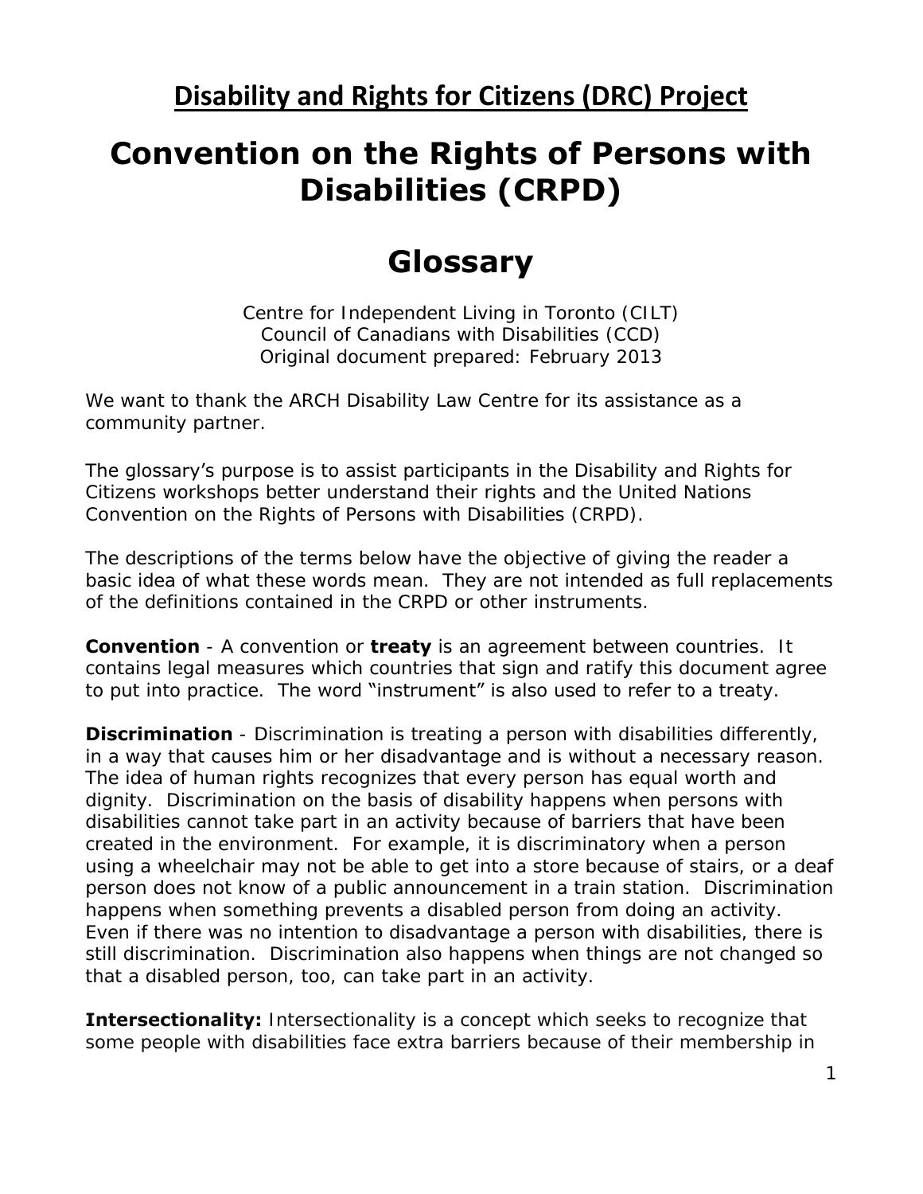## Disability and Rights for Citizens (DRC) Project

# Convention on the Rights of Persons with Disabilities (CRPD)

# Glossary

Centre for Independent Living in Toronto (CILT)
Council of Canadians with Disabilities (CCD)
Original document prepared: February 2013

We want to thank the ARCH Disability Law Centre for its assistance as a community partner.

The glossary's purpose is to assist participants in the Disability and Rights for Citizens workshops better understand their rights and the United Nations Convention on the Rights of Persons with Disabilities (CRPD).

The descriptions of the terms below have the objective of giving the reader a basic idea of what these words mean. They are not intended as full replacements of the definitions contained in the CRPD or other instruments.

**Convention** - A convention or **treaty** is an agreement between countries. It contains legal measures which countries that sign and ratify this document agree to put into practice. The word "instrument" is also used to refer to a treaty.

**Discrimination** - Discrimination is treating a person with disabilities differently, in a way that causes him or her disadvantage and is without a necessary reason. The idea of human rights recognizes that every person has equal worth and dignity. Discrimination on the basis of disability happens when persons with disabilities cannot take part in an activity because of barriers that have been created in the environment. For example, it is discriminatory when a person using a wheelchair may not be able to get into a store because of stairs, or a deaf person does not know of a public announcement in a train station. Discrimination happens when something prevents a disabled person from doing an activity. Even if there was no intention to disadvantage a person with disabilities, there is still discrimination. Discrimination also happens when things are not changed so that a disabled person, too, can take part in an activity.

**Intersectionality:** Intersectionality is a concept which seeks to recognize that some people with disabilities face extra barriers because of their membership in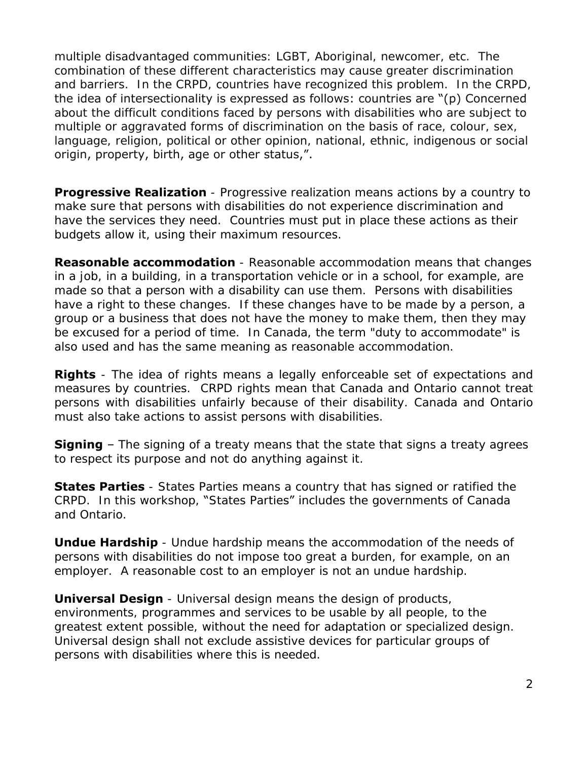multiple disadvantaged communities: LGBT, Aboriginal, newcomer, etc. The combination of these different characteristics may cause greater discrimination and barriers. In the CRPD, countries have recognized this problem. In the CRPD, the idea of intersectionality is expressed as follows: countries are "(p) Concerned about the difficult conditions faced by persons with disabilities who are subject to multiple or aggravated forms of discrimination on the basis of race, colour, sex, language, religion, political or other opinion, national, ethnic, indigenous or social origin, property, birth, age or other status,".

**Progressive Realization** - Progressive realization means actions by a country to make sure that persons with disabilities do not experience discrimination and have the services they need. Countries must put in place these actions as their budgets allow it, using their maximum resources.

**Reasonable accommodation** - Reasonable accommodation means that changes in a job, in a building, in a transportation vehicle or in a school, for example, are made so that a person with a disability can use them. Persons with disabilities have a right to these changes. If these changes have to be made by a person, a group or a business that does not have the money to make them, then they may be excused for a period of time. In Canada, the term "duty to accommodate" is also used and has the same meaning as reasonable accommodation.

**Rights** - The idea of rights means a legally enforceable set of expectations and measures by countries. CRPD rights mean that Canada and Ontario cannot treat persons with disabilities unfairly because of their disability. Canada and Ontario must also take actions to assist persons with disabilities.

**Signing** – The signing of a treaty means that the state that signs a treaty agrees to respect its purpose and not do anything against it.

**States Parties** - States Parties means a country that has signed or ratified the CRPD. In this workshop, "States Parties" includes the governments of Canada and Ontario.

**Undue Hardship** - Undue hardship means the accommodation of the needs of persons with disabilities do not impose too great a burden, for example, on an employer. A reasonable cost to an employer is not an undue hardship.

**Universal Design** - Universal design means the design of products, environments, programmes and services to be usable by all people, to the greatest extent possible, without the need for adaptation or specialized design. Universal design shall not exclude assistive devices for particular groups of persons with disabilities where this is needed.